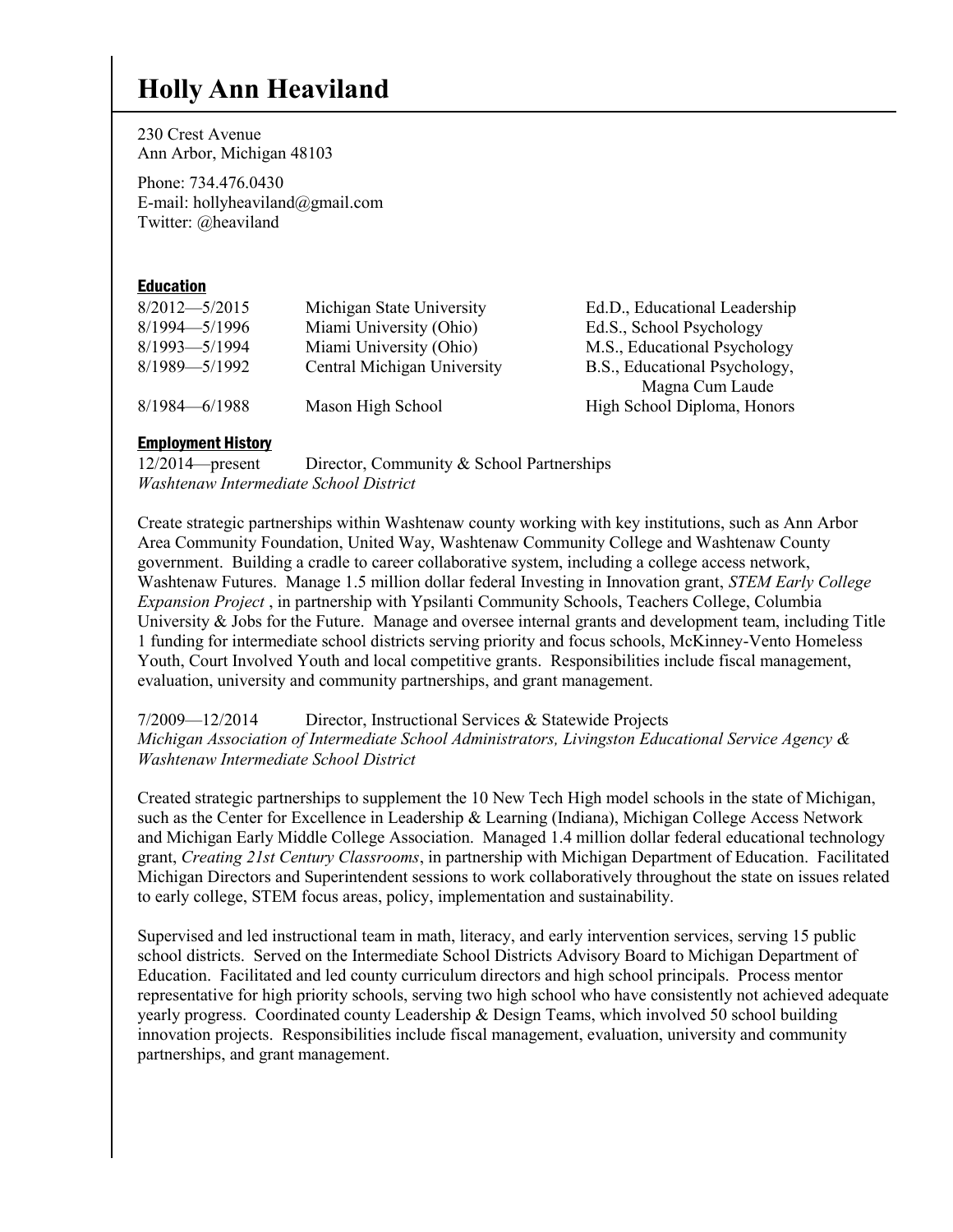# Holly Ann Heaviland

230 Crest Avenue
Ann Arbor, Michigan 48103

Phone: 734.476.0430
E-mail: hollyheaviland@gmail.com
Twitter: @heaviland

## Education

| | | |
|---|---|---|
| 8/2012—5/2015 | Michigan State University | Ed.D., Educational Leadership |
| 8/1994—5/1996 | Miami University (Ohio) | Ed.S., School Psychology |
| 8/1993—5/1994 | Miami University (Ohio) | M.S., Educational Psychology |
| 8/1989—5/1992 | Central Michigan University | B.S., Educational Psychology, Magna Cum Laude |
| 8/1984—6/1988 | Mason High School | High School Diploma, Honors |

## Employment History

12/2014—present Director, Community & School Partnerships
*Washtenaw Intermediate School District*

Create strategic partnerships within Washtenaw county working with key institutions, such as Ann Arbor Area Community Foundation, United Way, Washtenaw Community College and Washtenaw County government. Building a cradle to career collaborative system, including a college access network, Washtenaw Futures. Manage 1.5 million dollar federal Investing in Innovation grant, *STEM Early College Expansion Project* , in partnership with Ypsilanti Community Schools, Teachers College, Columbia University & Jobs for the Future. Manage and oversee internal grants and development team, including Title 1 funding for intermediate school districts serving priority and focus schools, McKinney-Vento Homeless Youth, Court Involved Youth and local competitive grants. Responsibilities include fiscal management, evaluation, university and community partnerships, and grant management.

7/2009—12/2014 Director, Instructional Services & Statewide Projects
*Michigan Association of Intermediate School Administrators, Livingston Educational Service Agency & Washtenaw Intermediate School District*

Created strategic partnerships to supplement the 10 New Tech High model schools in the state of Michigan, such as the Center for Excellence in Leadership & Learning (Indiana), Michigan College Access Network and Michigan Early Middle College Association. Managed 1.4 million dollar federal educational technology grant, *Creating 21st Century Classrooms*, in partnership with Michigan Department of Education. Facilitated Michigan Directors and Superintendent sessions to work collaboratively throughout the state on issues related to early college, STEM focus areas, policy, implementation and sustainability.

Supervised and led instructional team in math, literacy, and early intervention services, serving 15 public school districts. Served on the Intermediate School Districts Advisory Board to Michigan Department of Education. Facilitated and led county curriculum directors and high school principals. Process mentor representative for high priority schools, serving two high school who have consistently not achieved adequate yearly progress. Coordinated county Leadership & Design Teams, which involved 50 school building innovation projects. Responsibilities include fiscal management, evaluation, university and community partnerships, and grant management.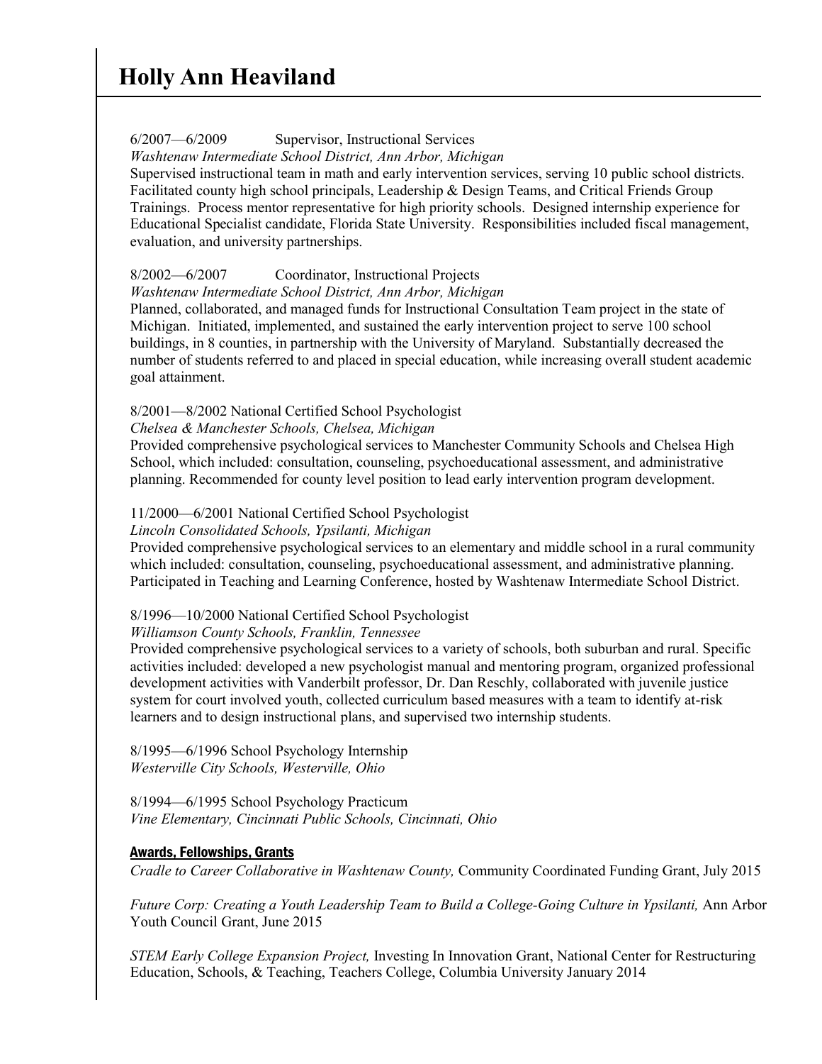# Holly Ann Heaviland

6/2007—6/2009 Supervisor, Instructional Services
*Washtenaw Intermediate School District, Ann Arbor, Michigan*
Supervised instructional team in math and early intervention services, serving 10 public school districts. Facilitated county high school principals, Leadership & Design Teams, and Critical Friends Group Trainings. Process mentor representative for high priority schools. Designed internship experience for Educational Specialist candidate, Florida State University. Responsibilities included fiscal management, evaluation, and university partnerships.

8/2002—6/2007 Coordinator, Instructional Projects
*Washtenaw Intermediate School District, Ann Arbor, Michigan*
Planned, collaborated, and managed funds for Instructional Consultation Team project in the state of Michigan. Initiated, implemented, and sustained the early intervention project to serve 100 school buildings, in 8 counties, in partnership with the University of Maryland. Substantially decreased the number of students referred to and placed in special education, while increasing overall student academic goal attainment.

8/2001—8/2002 National Certified School Psychologist
*Chelsea & Manchester Schools, Chelsea, Michigan*
Provided comprehensive psychological services to Manchester Community Schools and Chelsea High School, which included: consultation, counseling, psychoeducational assessment, and administrative planning. Recommended for county level position to lead early intervention program development.

11/2000—6/2001 National Certified School Psychologist
*Lincoln Consolidated Schools, Ypsilanti, Michigan*
Provided comprehensive psychological services to an elementary and middle school in a rural community which included: consultation, counseling, psychoeducational assessment, and administrative planning. Participated in Teaching and Learning Conference, hosted by Washtenaw Intermediate School District.

8/1996—10/2000 National Certified School Psychologist
*Williamson County Schools, Franklin, Tennessee*
Provided comprehensive psychological services to a variety of schools, both suburban and rural. Specific activities included: developed a new psychologist manual and mentoring program, organized professional development activities with Vanderbilt professor, Dr. Dan Reschly, collaborated with juvenile justice system for court involved youth, collected curriculum based measures with a team to identify at-risk learners and to design instructional plans, and supervised two internship students.

8/1995—6/1996 School Psychology Internship
*Westerville City Schools, Westerville, Ohio*

8/1994—6/1995 School Psychology Practicum
*Vine Elementary, Cincinnati Public Schools, Cincinnati, Ohio*

## Awards, Fellowships, Grants

*Cradle to Career Collaborative in Washtenaw County,* Community Coordinated Funding Grant, July 2015

*Future Corp: Creating a Youth Leadership Team to Build a College-Going Culture in Ypsilanti,* Ann Arbor Youth Council Grant, June 2015

*STEM Early College Expansion Project,* Investing In Innovation Grant, National Center for Restructuring Education, Schools, & Teaching, Teachers College, Columbia University January 2014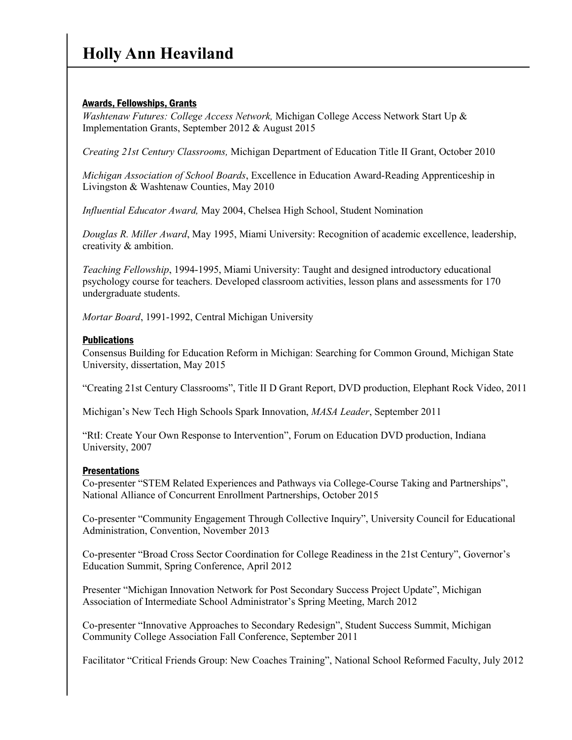# Holly Ann Heaviland

## Awards, Fellowships, Grants

*Washtenaw Futures: College Access Network,* Michigan College Access Network Start Up & Implementation Grants, September 2012 & August 2015

*Creating 21st Century Classrooms,* Michigan Department of Education Title II Grant, October 2010

*Michigan Association of School Boards*, Excellence in Education Award-Reading Apprenticeship in Livingston & Washtenaw Counties, May 2010

*Influential Educator Award,* May 2004, Chelsea High School, Student Nomination

*Douglas R. Miller Award*, May 1995, Miami University: Recognition of academic excellence, leadership, creativity & ambition.

*Teaching Fellowship*, 1994-1995, Miami University: Taught and designed introductory educational psychology course for teachers. Developed classroom activities, lesson plans and assessments for 170 undergraduate students.

*Mortar Board*, 1991-1992, Central Michigan University

## Publications

Consensus Building for Education Reform in Michigan: Searching for Common Ground, Michigan State University, dissertation, May 2015

"Creating 21st Century Classrooms", Title II D Grant Report, DVD production, Elephant Rock Video, 2011

Michigan's New Tech High Schools Spark Innovation, *MASA Leader*, September 2011

"RtI: Create Your Own Response to Intervention", Forum on Education DVD production, Indiana University, 2007

## Presentations

Co-presenter "STEM Related Experiences and Pathways via College-Course Taking and Partnerships", National Alliance of Concurrent Enrollment Partnerships, October 2015

Co-presenter "Community Engagement Through Collective Inquiry", University Council for Educational Administration, Convention, November 2013

Co-presenter "Broad Cross Sector Coordination for College Readiness in the 21st Century", Governor's Education Summit, Spring Conference, April 2012

Presenter "Michigan Innovation Network for Post Secondary Success Project Update", Michigan Association of Intermediate School Administrator's Spring Meeting, March 2012

Co-presenter "Innovative Approaches to Secondary Redesign", Student Success Summit, Michigan Community College Association Fall Conference, September 2011

Facilitator "Critical Friends Group: New Coaches Training", National School Reformed Faculty, July 2012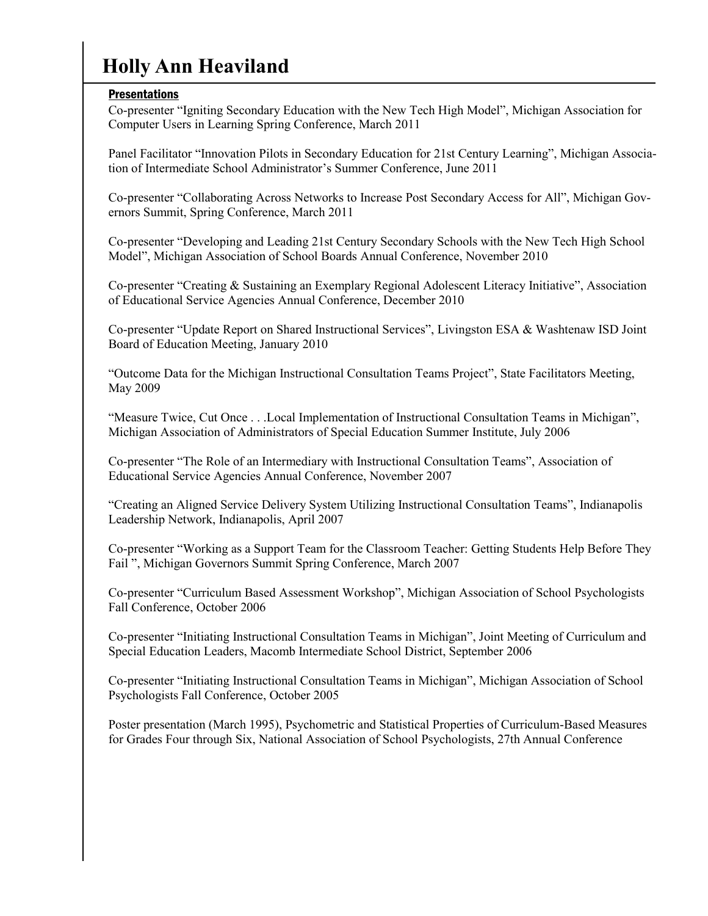# Holly Ann Heaviland

## Presentations

Co-presenter "Igniting Secondary Education with the New Tech High Model", Michigan Association for Computer Users in Learning Spring Conference, March 2011

Panel Facilitator "Innovation Pilots in Secondary Education for 21st Century Learning", Michigan Association of Intermediate School Administrator's Summer Conference, June 2011

Co-presenter "Collaborating Across Networks to Increase Post Secondary Access for All", Michigan Governors Summit, Spring Conference, March 2011

Co-presenter "Developing and Leading 21st Century Secondary Schools with the New Tech High School Model", Michigan Association of School Boards Annual Conference, November 2010

Co-presenter "Creating & Sustaining an Exemplary Regional Adolescent Literacy Initiative", Association of Educational Service Agencies Annual Conference, December 2010

Co-presenter "Update Report on Shared Instructional Services", Livingston ESA & Washtenaw ISD Joint Board of Education Meeting, January 2010

"Outcome Data for the Michigan Instructional Consultation Teams Project", State Facilitators Meeting, May 2009

"Measure Twice, Cut Once . . .Local Implementation of Instructional Consultation Teams in Michigan", Michigan Association of Administrators of Special Education Summer Institute, July 2006

Co-presenter "The Role of an Intermediary with Instructional Consultation Teams", Association of Educational Service Agencies Annual Conference, November 2007

"Creating an Aligned Service Delivery System Utilizing Instructional Consultation Teams", Indianapolis Leadership Network, Indianapolis, April 2007

Co-presenter "Working as a Support Team for the Classroom Teacher: Getting Students Help Before They Fail ", Michigan Governors Summit Spring Conference, March 2007

Co-presenter "Curriculum Based Assessment Workshop", Michigan Association of School Psychologists Fall Conference, October 2006

Co-presenter "Initiating Instructional Consultation Teams in Michigan", Joint Meeting of Curriculum and Special Education Leaders, Macomb Intermediate School District, September 2006

Co-presenter "Initiating Instructional Consultation Teams in Michigan", Michigan Association of School Psychologists Fall Conference, October 2005

Poster presentation (March 1995), Psychometric and Statistical Properties of Curriculum-Based Measures for Grades Four through Six, National Association of School Psychologists, 27th Annual Conference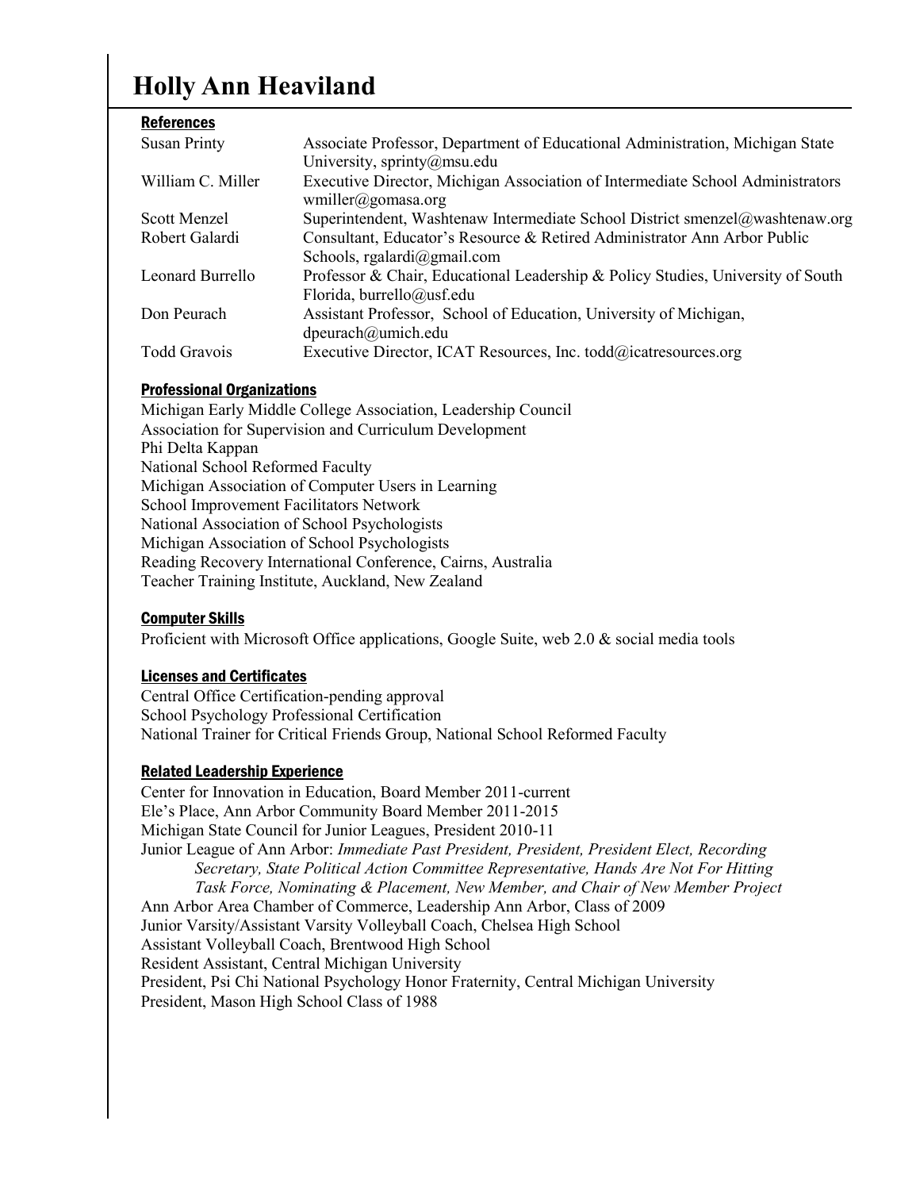# Holly Ann Heaviland

## References

| | |
|---|---|
| Susan Printy | Associate Professor, Department of Educational Administration, Michigan State University, sprinty@msu.edu |
| William C. Miller | Executive Director, Michigan Association of Intermediate School Administrators wmiller@gomasa.org |
| Scott Menzel | Superintendent, Washtenaw Intermediate School District smenzel@washtenaw.org |
| Robert Galardi | Consultant, Educator's Resource & Retired Administrator Ann Arbor Public Schools, rgalardi@gmail.com |
| Leonard Burrello | Professor & Chair, Educational Leadership & Policy Studies, University of South Florida, burrello@usf.edu |
| Don Peurach | Assistant Professor, School of Education, University of Michigan, dpeurach@umich.edu |
| Todd Gravois | Executive Director, ICAT Resources, Inc. todd@icatresources.org |

## Professional Organizations

Michigan Early Middle College Association, Leadership Council
Association for Supervision and Curriculum Development
Phi Delta Kappan
National School Reformed Faculty
Michigan Association of Computer Users in Learning
School Improvement Facilitators Network
National Association of School Psychologists
Michigan Association of School Psychologists
Reading Recovery International Conference, Cairns, Australia
Teacher Training Institute, Auckland, New Zealand

## Computer Skills

Proficient with Microsoft Office applications, Google Suite, web 2.0 & social media tools

## Licenses and Certificates

Central Office Certification-pending approval
School Psychology Professional Certification
National Trainer for Critical Friends Group, National School Reformed Faculty

## Related Leadership Experience

Center for Innovation in Education, Board Member 2011-current
Ele's Place, Ann Arbor Community Board Member 2011-2015
Michigan State Council for Junior Leagues, President 2010-11
Junior League of Ann Arbor: *Immediate Past President, President, President Elect, Recording Secretary, State Political Action Committee Representative, Hands Are Not For Hitting Task Force, Nominating & Placement, New Member, and Chair of New Member Project*
Ann Arbor Area Chamber of Commerce, Leadership Ann Arbor, Class of 2009
Junior Varsity/Assistant Varsity Volleyball Coach, Chelsea High School
Assistant Volleyball Coach, Brentwood High School
Resident Assistant, Central Michigan University
President, Psi Chi National Psychology Honor Fraternity, Central Michigan University
President, Mason High School Class of 1988